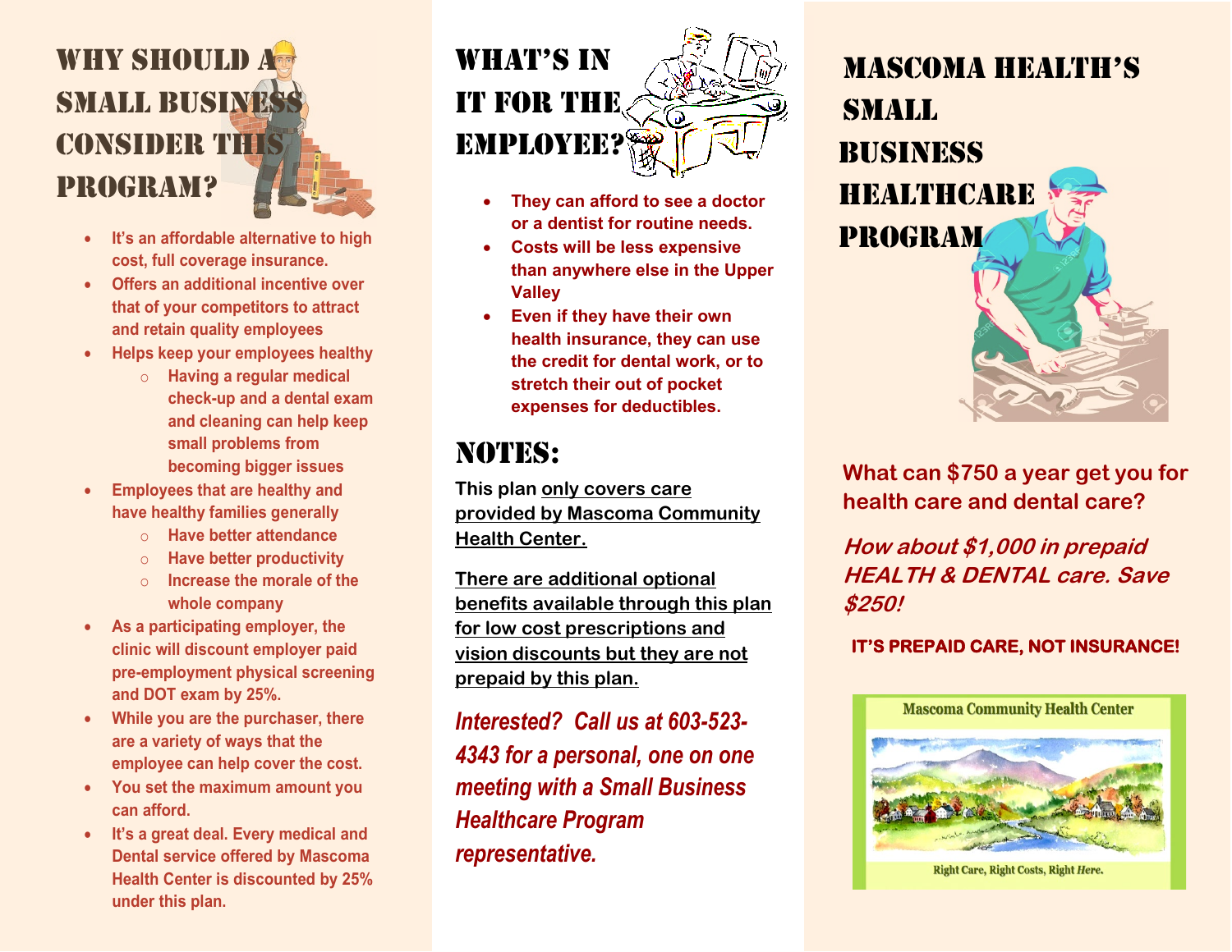# Why should a small business consider this program?

- It's an affordable alternative to high cost, full coverage insurance.
- Offers an additional incentive over that of your competitors to attract and retain quality employees
- Helps keep your employees healthy
  - Having a regular medical check-up and a dental exam and cleaning can help keep small problems from becoming bigger issues
- Employees that are healthy and have healthy families generally
  - Have better attendance
  - Have better productivity
  - Increase the morale of the whole company
- As a participating employer, the clinic will discount employer paid pre-employment physical screening and DOT exam by 25%.
- While you are the purchaser, there are a variety of ways that the employee can help cover the cost.
- You set the maximum amount you can afford.
- It's a great deal. Every medical and Dental service offered by Mascoma Health Center is discounted by 25% under this plan.

# What's in it for the employee?

- **They can afford to see a doctor or a dentist for routine needs.**
- **Costs will be less expensive than anywhere else in the Upper Valley**
- **Even if they have their own health insurance, they can use the credit for dental work, or to stretch their out of pocket expenses for deductibles.**

# Notes:

This plan only covers care provided by Mascoma Community Health Center.

There are additional optional benefits available through this plan for low cost prescriptions and vision discounts but they are not prepaid by this plan.

***Interested? Call us at 603-523-4343 for a personal, one on one meeting with a Small Business Healthcare Program representative.***

# Mascoma Health's Small Business Healthcare Program

**What can $750 a year get you for health care and dental care?**

***How about $1,000 in prepaid HEALTH & DENTAL care. Save $250!***

**IT'S PREPAID CARE, NOT INSURANCE!**

Mascoma Community Health Center

Right Care, Right Costs, Right *Here*.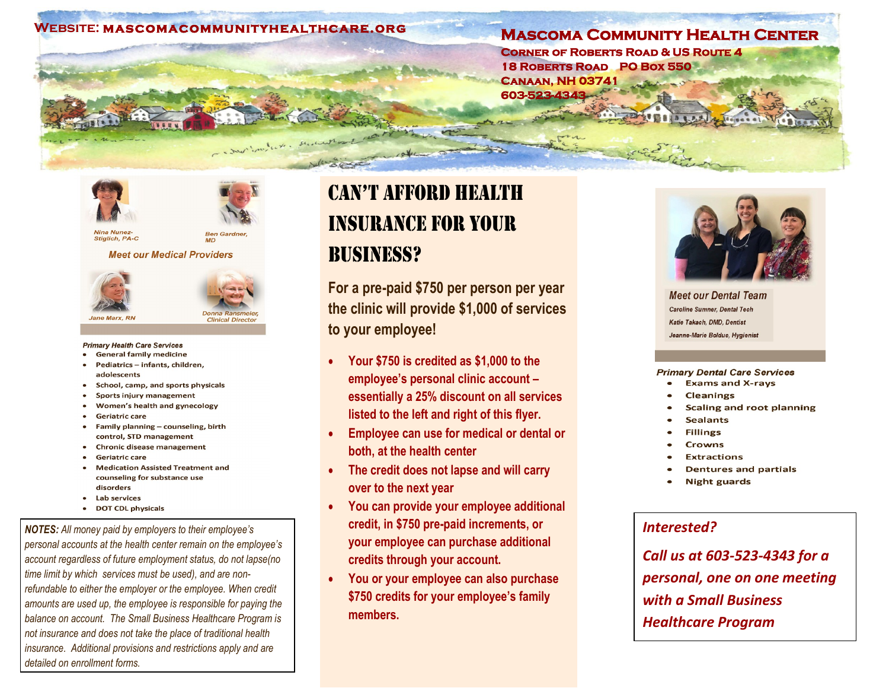Website: mascomacommunityhealthcare.org

# Mascoma Community Health Center

**Corner of Roberts Road & US Route 4**
**18 Roberts Road PO Box 550**
**Canaan, NH 03741**
**603-523-4343**

*Meet our Medical Providers*

*Nina Nunez-Stiglich, PA-C*
*Ben Gardner, MD*
*Jane Marx, RN*
*Donna Ransmeier, Clinical Director*

***Primary Health Care Services***

- General family medicine
- Pediatrics – infants, children, adolescents
- School, camp, and sports physicals
- Sports injury management
- Women's health and gynecology
- Geriatric care
- Family planning – counseling, birth control, STD management
- Chronic disease management
- Geriatric care
- Medication Assisted Treatment and counseling for substance use disorders
- Lab services
- DOT CDL physicals

***NOTES:*** *All money paid by employers to their employee's personal accounts at the health center remain on the employee's account regardless of future employment status, do not lapse(no time limit by which services must be used), and are non-refundable to either the employer or the employee. When credit amounts are used up, the employee is responsible for paying the balance on account. The Small Business Healthcare Program is not insurance and does not take the place of traditional health insurance. Additional provisions and restrictions apply and are detailed on enrollment forms.*

## Can't Afford Health Insurance for Your Business?

**For a pre-paid $750 per person per year the clinic will provide $1,000 of services to your employee!**

- **Your $750 is credited as $1,000 to the employee's personal clinic account – essentially a 25% discount on all services listed to the left and right of this flyer.**
- **Employee can use for medical or dental or both, at the health center**
- **The credit does not lapse and will carry over to the next year**
- **You can provide your employee additional credit, in $750 pre-paid increments, or your employee can purchase additional credits through your account.**
- **You or your employee can also purchase $750 credits for your employee's family members.**

*Meet our Dental Team*

*Caroline Sumner, Dental Tech*
*Katie Takach, DMD, Dentist*
*Jeanne-Marie Bolduc, Hygienist*

***Primary Dental Care Services***

- Exams and X-rays
- Cleanings
- Scaling and root planning
- Sealants
- Fillings
- Crowns
- Extractions
- Dentures and partials
- Night guards

***Interested?***

***Call us at 603-523-4343 for a personal, one on one meeting with a Small Business Healthcare Program***